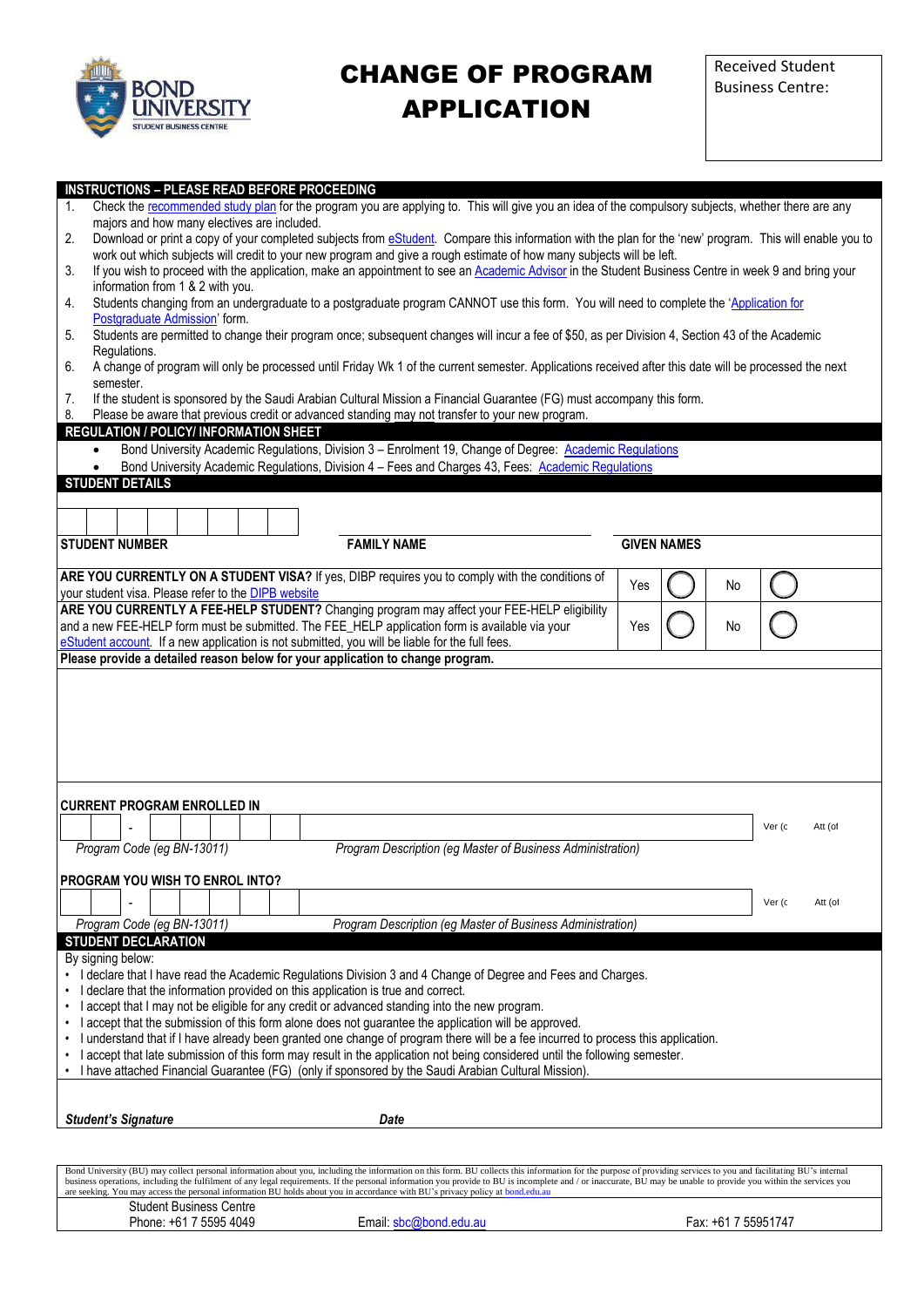# CHANGE OF PROGRAM APPLICATION

Received Student Business Centre:

## INSTRUCTIONS – PLEASE READ BEFORE PROCEEDING

1. Check the recommended study plan for the program you are applying to. This will give you an idea of the compulsory subjects, whether there are any majors and how many electives are included.
2. Download or print a copy of your completed subjects from eStudent. Compare this information with the plan for the 'new' program. This will enable you to work out which subjects will credit to your new program and give a rough estimate of how many subjects will be left.
3. If you wish to proceed with the application, make an appointment to see an Academic Advisor in the Student Business Centre in week 9 and bring your information from 1 & 2 with you.
4. Students changing from an undergraduate to a postgraduate program CANNOT use this form. You will need to complete the 'Application for Postgraduate Admission' form.
5. Students are permitted to change their program once; subsequent changes will incur a fee of $50, as per Division 4, Section 43 of the Academic Regulations.
6. A change of program will only be processed until Friday Wk 1 of the current semester. Applications received after this date will be processed the next semester.
7. If the student is sponsored by the Saudi Arabian Cultural Mission a Financial Guarantee (FG) must accompany this form.
8. Please be aware that previous credit or advanced standing may not transfer to your new program.

## REGULATION / POLICY/ INFORMATION SHEET

- Bond University Academic Regulations, Division 3 – Enrolment 19, Change of Degree: Academic Regulations
- Bond University Academic Regulations, Division 4 – Fees and Charges 43, Fees: Academic Regulations

## STUDENT DETAILS

| STUDENT NUMBER | FAMILY NAME | GIVEN NAMES |
|---|---|---|
| | | |

| | | | | |
|---|---|---|---|---|
| **ARE YOU CURRENTLY ON A STUDENT VISA?** If yes, DIBP requires you to comply with the conditions of your student visa. Please refer to the DIPB website | Yes | ◯ | No | ◯ |
| **ARE YOU CURRENTLY A FEE-HELP STUDENT?** Changing program may affect your FEE-HELP eligibility and a new FEE-HELP form must be submitted. The FEE_HELP application form is available via your eStudent account. If a new application is not submitted, you will be liable for the full fees. | Yes | ◯ | No | ◯ |

**Please provide a detailed reason below for your application to change program.**

**CURRENT PROGRAM ENROLLED IN**

| _ _ - _ _ _ _ _ | | Ver (c | Att (of |
|---|---|---|---|
| *Program Code (eg BN-13011)* | *Program Description (eg Master of Business Administration)* | | |

**PROGRAM YOU WISH TO ENROL INTO?**

| _ _ - _ _ _ _ _ | | Ver (c | Att (of |
|---|---|---|---|
| *Program Code (eg BN-13011)* | *Program Description (eg Master of Business Administration)* | | |

## STUDENT DECLARATION

By signing below:

- I declare that I have read the Academic Regulations Division 3 and 4 Change of Degree and Fees and Charges.
- I declare that the information provided on this application is true and correct.
- I accept that I may not be eligible for any credit or advanced standing into the new program.
- I accept that the submission of this form alone does not guarantee the application will be approved.
- I understand that if I have already been granted one change of program there will be a fee incurred to process this application.
- I accept that late submission of this form may result in the application not being considered until the following semester.
- I have attached Financial Guarantee (FG) (only if sponsored by the Saudi Arabian Cultural Mission).

***Student's Signature*** ***Date***

Bond University (BU) may collect personal information about you, including the information on this form. BU collects this information for the purpose of providing services to you and facilitating BU's internal business operations, including the fulfilment of any legal requirements. If the personal information you provide to BU is incomplete and / or inaccurate, BU may be unable to provide you within the services you are seeking. You may access the personal information BU holds about you in accordance with BU's privacy policy at bond.edu.au

Student Business Centre
Phone: +61 7 5595 4049 Email: sbc@bond.edu.au Fax: +61 7 55951747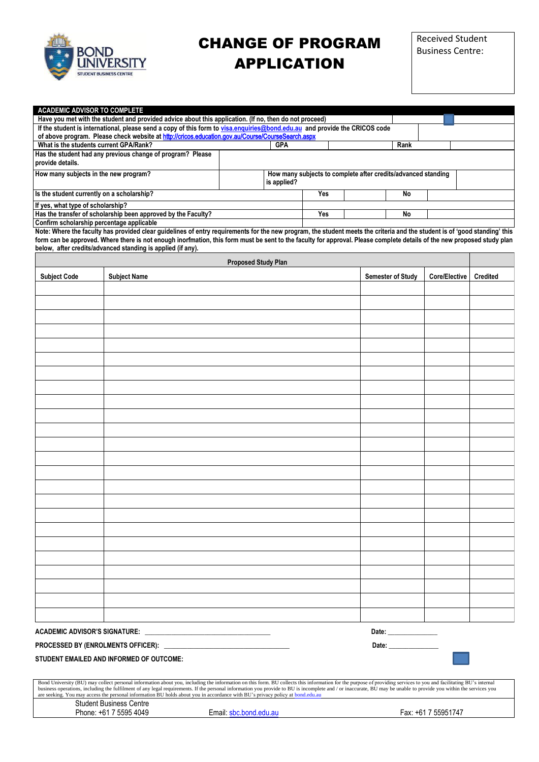BOND UNIVERSITY
STUDENT BUSINESS CENTRE

# CHANGE OF PROGRAM APPLICATION

Received Student Business Centre:

| ACADEMIC ADVISOR TO COMPLETE | | | | | |
|---|---|---|---|---|---|
| Have you met with the student and provided advice about this application. (If no, then do not proceed) | | | | | |
| If the student is international, please send a copy of this form to visa.enquiries@bond.edu.au and provide the CRICOS code of above program. Please check website at http://cricos.education.gov.au/Course/CourseSearch.aspx | | | | | |
| What is the students current GPA/Rank? | GPA | | Rank | | |
| Has the student had any previous change of program? Please provide details. | | | | | |
| How many subjects in the new program? | | How many subjects to complete after credits/advanced standing is applied? | | | |
| Is the student currently on a scholarship? | Yes | | No | | |
| If yes, what type of scholarship? | | | | | |
| Has the transfer of scholarship been approved by the Faculty? | Yes | | No | | |
| Confirm scholarship percentage applicable | | | | | |

Note: Where the faculty has provided clear guidelines of entry requirements for the new program, the student meets the criteria and the student is of 'good standing' this form can be approved. Where there is not enough inorfmation, this form must be sent to the faculty for approval. Please complete details of the new proposed study plan below, after credits/advanced standing is applied (if any).

| Proposed Study Plan | | | | |
|---|---|---|---|---|
| Subject Code | Subject Name | Semester of Study | Core/Elective | Credited |
| | | | | |
| | | | | |
| | | | | |
| | | | | |
| | | | | |
| | | | | |
| | | | | |
| | | | | |
| | | | | |
| | | | | |
| | | | | |
| | | | | |
| | | | | |
| | | | | |
| | | | | |
| | | | | |
| | | | | |
| | | | | |
| | | | | |
| | | | | |
| | | | | |
| | | | | |
| | | | | |
| | | | | |

ACADEMIC ADVISOR'S SIGNATURE: ___________________________________ Date: ______________

PROCESSED BY (ENROLMENTS OFFICER): ___________________________________ Date: ______________

STUDENT EMAILED AND INFORMED OF OUTCOME:

Bond University (BU) may collect personal information about you, including the information on this form. BU collects this information for the purpose of providing services to you and facilitating BU's internal business operations, including the fulfilment of any legal requirements. If the personal information you provide to BU is incomplete and / or inaccurate, BU may be unable to provide you with the services you are seeking. You may access the personal information BU holds about you in accordance with BU's privacy policy at bond.edu.au

Student Business Centre
Phone: +61 7 5595 4049 Email: sbc.bond.edu.au Fax: +61 7 55951747